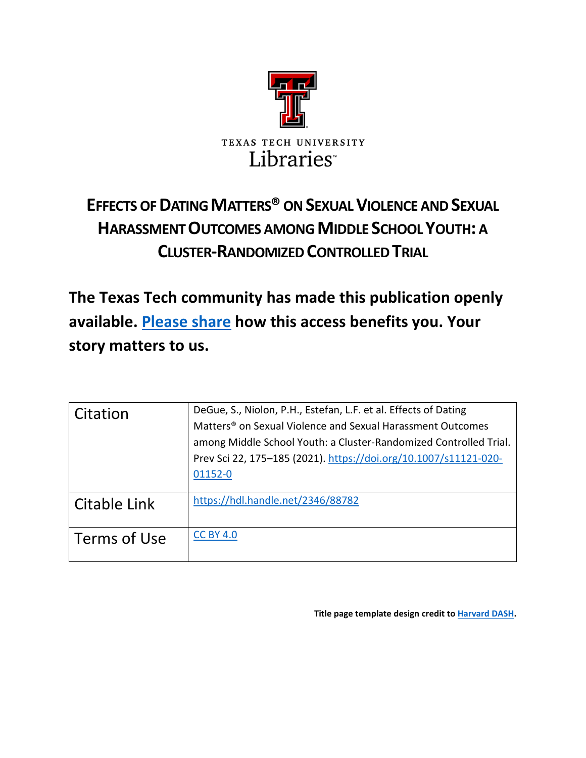TEXAS TECH UNIVERSITY
Libraries™

# EFFECTS OF DATING MATTERS® ON SEXUAL VIOLENCE AND SEXUAL HARASSMENT OUTCOMES AMONG MIDDLE SCHOOL YOUTH: A CLUSTER-RANDOMIZED CONTROLLED TRIAL

**The Texas Tech community has made this publication openly available. Please share how this access benefits you. Your story matters to us.**

| Citation | DeGue, S., Niolon, P.H., Estefan, L.F. et al. Effects of Dating Matters® on Sexual Violence and Sexual Harassment Outcomes among Middle School Youth: a Cluster-Randomized Controlled Trial. Prev Sci 22, 175–185 (2021). https://doi.org/10.1007/s11121-020-01152-0 |
|---|---|
| Citable Link | https://hdl.handle.net/2346/88782 |
| Terms of Use | CC BY 4.0 |

**Title page template design credit to Harvard DASH.**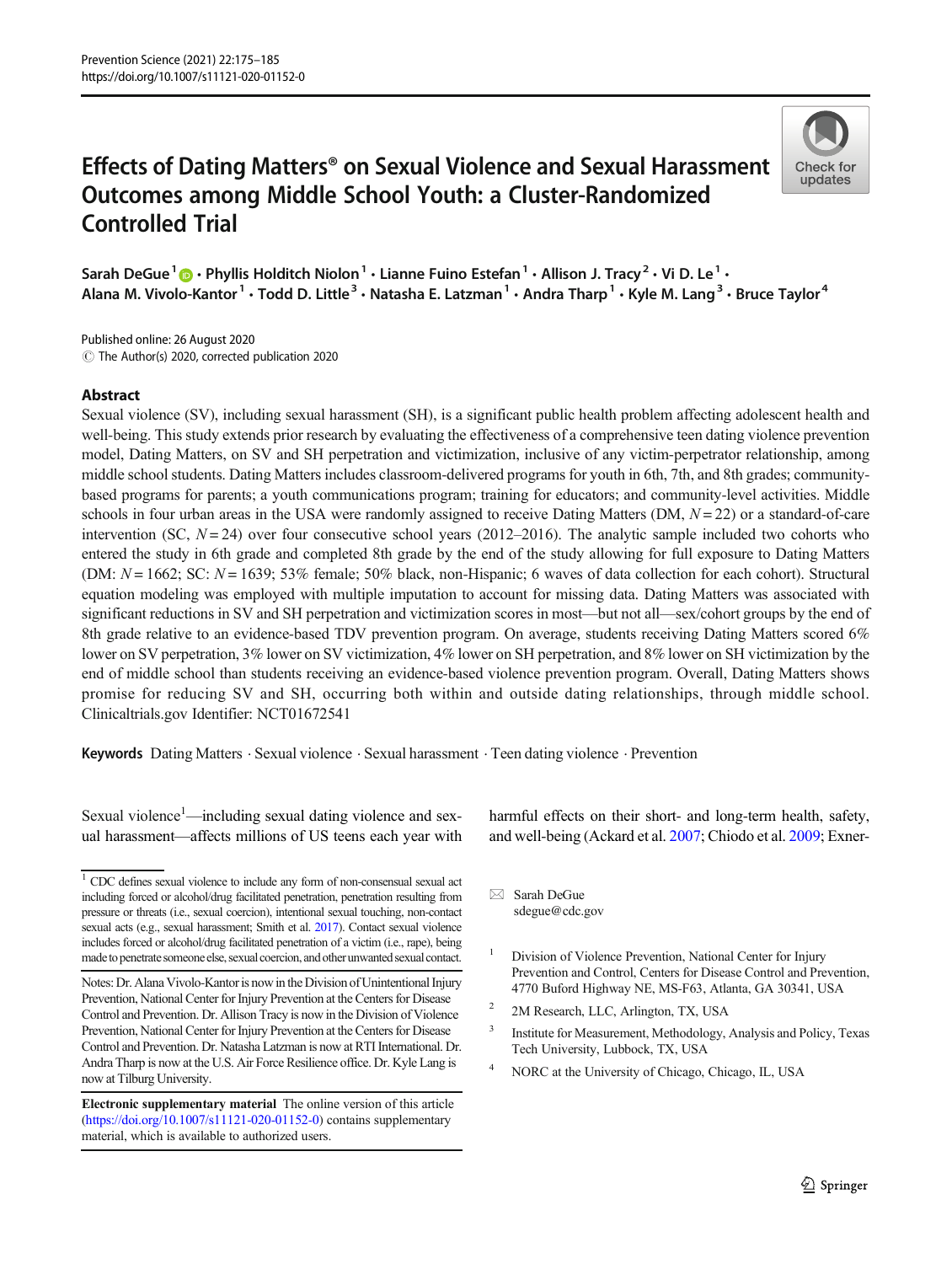# Effects of Dating Matters® on Sexual Violence and Sexual Harassment Outcomes among Middle School Youth: a Cluster-Randomized Controlled Trial

Sarah DeGue[1] · Phyllis Holditch Niolon[1] · Lianne Fuino Estefan[1] · Allison J. Tracy[2] · Vi D. Le[1] · Alana M. Vivolo-Kantor[1] · Todd D. Little[3] · Natasha E. Latzman[1] · Andra Tharp[1] · Kyle M. Lang[3] · Bruce Taylor[4]

Published online: 26 August 2020
© The Author(s) 2020, corrected publication 2020

## Abstract

Sexual violence (SV), including sexual harassment (SH), is a significant public health problem affecting adolescent health and well-being. This study extends prior research by evaluating the effectiveness of a comprehensive teen dating violence prevention model, Dating Matters, on SV and SH perpetration and victimization, inclusive of any victim-perpetrator relationship, among middle school students. Dating Matters includes classroom-delivered programs for youth in 6th, 7th, and 8th grades; community-based programs for parents; a youth communications program; training for educators; and community-level activities. Middle schools in four urban areas in the USA were randomly assigned to receive Dating Matters (DM, $N = 22$) or a standard-of-care intervention (SC, $N = 24$) over four consecutive school years (2012–2016). The analytic sample included two cohorts who entered the study in 6th grade and completed 8th grade by the end of the study allowing for full exposure to Dating Matters (DM: $N = 1662$; SC: $N = 1639$; 53% female; 50% black, non-Hispanic; 6 waves of data collection for each cohort). Structural equation modeling was employed with multiple imputation to account for missing data. Dating Matters was associated with significant reductions in SV and SH perpetration and victimization scores in most—but not all—sex/cohort groups by the end of 8th grade relative to an evidence-based TDV prevention program. On average, students receiving Dating Matters scored 6% lower on SV perpetration, 3% lower on SV victimization, 4% lower on SH perpetration, and 8% lower on SH victimization by the end of middle school than students receiving an evidence-based violence prevention program. Overall, Dating Matters shows promise for reducing SV and SH, occurring both within and outside dating relationships, through middle school. Clinicaltrials.gov Identifier: NCT01672541

**Keywords** Dating Matters · Sexual violence · Sexual harassment · Teen dating violence · Prevention

Sexual violence[1]—including sexual dating violence and sexual harassment—affects millions of US teens each year with harmful effects on their short- and long-term health, safety, and well-being (Ackard et al. 2007; Chiodo et al. 2009; Exner-

[1] CDC defines sexual violence to include any form of non-consensual sexual act including forced or alcohol/drug facilitated penetration, penetration resulting from pressure or threats (i.e., sexual coercion), intentional sexual touching, non-contact sexual acts (e.g., sexual harassment; Smith et al. 2017). Contact sexual violence includes forced or alcohol/drug facilitated penetration of a victim (i.e., rape), being made to penetrate someone else, sexual coercion, and other unwanted sexual contact.

Notes: Dr. Alana Vivolo-Kantor is now in the Division of Unintentional Injury Prevention, National Center for Injury Prevention at the Centers for Disease Control and Prevention. Dr. Allison Tracy is now in the Division of Violence Prevention, National Center for Injury Prevention at the Centers for Disease Control and Prevention. Dr. Natasha Latzman is now at RTI International. Dr. Andra Tharp is now at the U.S. Air Force Resilience office. Dr. Kyle Lang is now at Tilburg University.

**Electronic supplementary material** The online version of this article (https://doi.org/10.1007/s11121-020-01152-0) contains supplementary material, which is available to authorized users.

✉ Sarah DeGue
sdegue@cdc.gov

[1] Division of Violence Prevention, National Center for Injury Prevention and Control, Centers for Disease Control and Prevention, 4770 Buford Highway NE, MS-F63, Atlanta, GA 30341, USA

[2] 2M Research, LLC, Arlington, TX, USA

[3] Institute for Measurement, Methodology, Analysis and Policy, Texas Tech University, Lubbock, TX, USA

[4] NORC at the University of Chicago, Chicago, IL, USA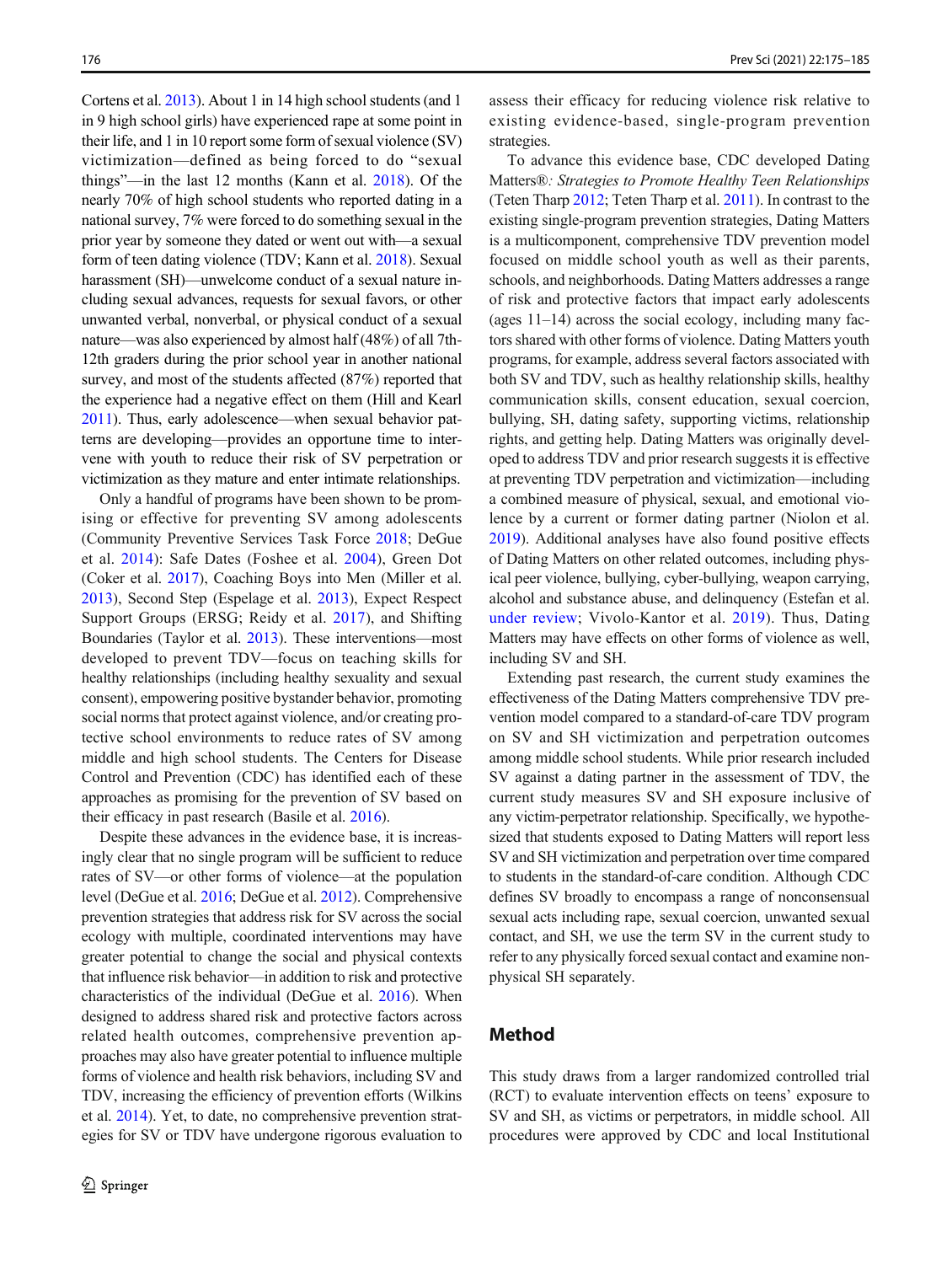Cortens et al. 2013). About 1 in 14 high school students (and 1 in 9 high school girls) have experienced rape at some point in their life, and 1 in 10 report some form of sexual violence (SV) victimization—defined as being forced to do "sexual things"—in the last 12 months (Kann et al. 2018). Of the nearly 70% of high school students who reported dating in a national survey, 7% were forced to do something sexual in the prior year by someone they dated or went out with—a sexual form of teen dating violence (TDV; Kann et al. 2018). Sexual harassment (SH)—unwelcome conduct of a sexual nature including sexual advances, requests for sexual favors, or other unwanted verbal, nonverbal, or physical conduct of a sexual nature—was also experienced by almost half (48%) of all 7th-12th graders during the prior school year in another national survey, and most of the students affected (87%) reported that the experience had a negative effect on them (Hill and Kearl 2011). Thus, early adolescence—when sexual behavior patterns are developing—provides an opportune time to intervene with youth to reduce their risk of SV perpetration or victimization as they mature and enter intimate relationships.

Only a handful of programs have been shown to be promising or effective for preventing SV among adolescents (Community Preventive Services Task Force 2018; DeGue et al. 2014): Safe Dates (Foshee et al. 2004), Green Dot (Coker et al. 2017), Coaching Boys into Men (Miller et al. 2013), Second Step (Espelage et al. 2013), Expect Respect Support Groups (ERSG; Reidy et al. 2017), and Shifting Boundaries (Taylor et al. 2013). These interventions—most developed to prevent TDV—focus on teaching skills for healthy relationships (including healthy sexuality and sexual consent), empowering positive bystander behavior, promoting social norms that protect against violence, and/or creating protective school environments to reduce rates of SV among middle and high school students. The Centers for Disease Control and Prevention (CDC) has identified each of these approaches as promising for the prevention of SV based on their efficacy in past research (Basile et al. 2016).

Despite these advances in the evidence base, it is increasingly clear that no single program will be sufficient to reduce rates of SV—or other forms of violence—at the population level (DeGue et al. 2016; DeGue et al. 2012). Comprehensive prevention strategies that address risk for SV across the social ecology with multiple, coordinated interventions may have greater potential to change the social and physical contexts that influence risk behavior—in addition to risk and protective characteristics of the individual (DeGue et al. 2016). When designed to address shared risk and protective factors across related health outcomes, comprehensive prevention approaches may also have greater potential to influence multiple forms of violence and health risk behaviors, including SV and TDV, increasing the efficiency of prevention efforts (Wilkins et al. 2014). Yet, to date, no comprehensive prevention strategies for SV or TDV have undergone rigorous evaluation to assess their efficacy for reducing violence risk relative to existing evidence-based, single-program prevention strategies.

To advance this evidence base, CDC developed Dating Matters®*: Strategies to Promote Healthy Teen Relationships* (Teten Tharp 2012; Teten Tharp et al. 2011). In contrast to the existing single-program prevention strategies, Dating Matters is a multicomponent, comprehensive TDV prevention model focused on middle school youth as well as their parents, schools, and neighborhoods. Dating Matters addresses a range of risk and protective factors that impact early adolescents (ages 11–14) across the social ecology, including many factors shared with other forms of violence. Dating Matters youth programs, for example, address several factors associated with both SV and TDV, such as healthy relationship skills, healthy communication skills, consent education, sexual coercion, bullying, SH, dating safety, supporting victims, relationship rights, and getting help. Dating Matters was originally developed to address TDV and prior research suggests it is effective at preventing TDV perpetration and victimization—including a combined measure of physical, sexual, and emotional violence by a current or former dating partner (Niolon et al. 2019). Additional analyses have also found positive effects of Dating Matters on other related outcomes, including physical peer violence, bullying, cyber-bullying, weapon carrying, alcohol and substance abuse, and delinquency (Estefan et al. under review; Vivolo-Kantor et al. 2019). Thus, Dating Matters may have effects on other forms of violence as well, including SV and SH.

Extending past research, the current study examines the effectiveness of the Dating Matters comprehensive TDV prevention model compared to a standard-of-care TDV program on SV and SH victimization and perpetration outcomes among middle school students. While prior research included SV against a dating partner in the assessment of TDV, the current study measures SV and SH exposure inclusive of any victim-perpetrator relationship. Specifically, we hypothesized that students exposed to Dating Matters will report less SV and SH victimization and perpetration over time compared to students in the standard-of-care condition. Although CDC defines SV broadly to encompass a range of nonconsensual sexual acts including rape, sexual coercion, unwanted sexual contact, and SH, we use the term SV in the current study to refer to any physically forced sexual contact and examine non-physical SH separately.

## Method

This study draws from a larger randomized controlled trial (RCT) to evaluate intervention effects on teens' exposure to SV and SH, as victims or perpetrators, in middle school. All procedures were approved by CDC and local Institutional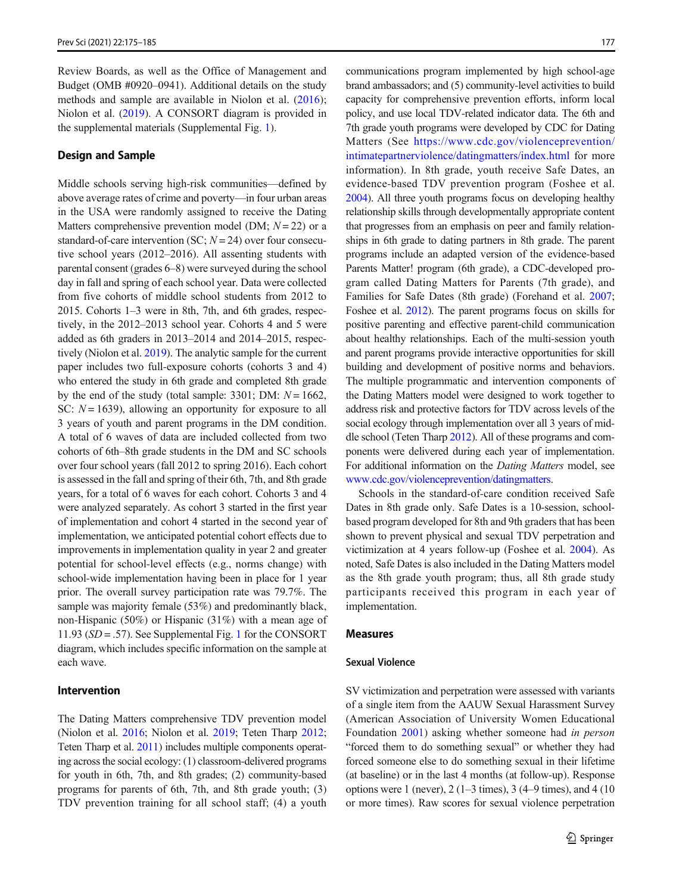Review Boards, as well as the Office of Management and Budget (OMB #0920–0941). Additional details on the study methods and sample are available in Niolon et al. (2016); Niolon et al. (2019). A CONSORT diagram is provided in the supplemental materials (Supplemental Fig. 1).

### Design and Sample

Middle schools serving high-risk communities—defined by above average rates of crime and poverty—in four urban areas in the USA were randomly assigned to receive the Dating Matters comprehensive prevention model (DM; $N = 22$) or a standard-of-care intervention (SC; $N = 24$) over four consecutive school years (2012–2016). All assenting students with parental consent (grades 6–8) were surveyed during the school day in fall and spring of each school year. Data were collected from five cohorts of middle school students from 2012 to 2015. Cohorts 1–3 were in 8th, 7th, and 6th grades, respectively, in the 2012–2013 school year. Cohorts 4 and 5 were added as 6th graders in 2013–2014 and 2014–2015, respectively (Niolon et al. 2019). The analytic sample for the current paper includes two full-exposure cohorts (cohorts 3 and 4) who entered the study in 6th grade and completed 8th grade by the end of the study (total sample: 3301; DM: $N = 1662$, SC: $N = 1639$), allowing an opportunity for exposure to all 3 years of youth and parent programs in the DM condition. A total of 6 waves of data are included collected from two cohorts of 6th–8th grade students in the DM and SC schools over four school years (fall 2012 to spring 2016). Each cohort is assessed in the fall and spring of their 6th, 7th, and 8th grade years, for a total of 6 waves for each cohort. Cohorts 3 and 4 were analyzed separately. As cohort 3 started in the first year of implementation and cohort 4 started in the second year of implementation, we anticipated potential cohort effects due to improvements in implementation quality in year 2 and greater potential for school-level effects (e.g., norms change) with school-wide implementation having been in place for 1 year prior. The overall survey participation rate was 79.7%. The sample was majority female (53%) and predominantly black, non-Hispanic (50%) or Hispanic (31%) with a mean age of 11.93 ($SD = .57$). See Supplemental Fig. 1 for the CONSORT diagram, which includes specific information on the sample at each wave.

### Intervention

The Dating Matters comprehensive TDV prevention model (Niolon et al. 2016; Niolon et al. 2019; Teten Tharp 2012; Teten Tharp et al. 2011) includes multiple components operating across the social ecology: (1) classroom-delivered programs for youth in 6th, 7th, and 8th grades; (2) community-based programs for parents of 6th, 7th, and 8th grade youth; (3) TDV prevention training for all school staff; (4) a youth communications program implemented by high school-age brand ambassadors; and (5) community-level activities to build capacity for comprehensive prevention efforts, inform local policy, and use local TDV-related indicator data. The 6th and 7th grade youth programs were developed by CDC for Dating Matters (See https://www.cdc.gov/violenceprevention/intimatepartnerviolence/datingmatters/index.html for more information). In 8th grade, youth receive Safe Dates, an evidence-based TDV prevention program (Foshee et al. 2004). All three youth programs focus on developing healthy relationship skills through developmentally appropriate content that progresses from an emphasis on peer and family relationships in 6th grade to dating partners in 8th grade. The parent programs include an adapted version of the evidence-based Parents Matter! program (6th grade), a CDC-developed program called Dating Matters for Parents (7th grade), and Families for Safe Dates (8th grade) (Forehand et al. 2007; Foshee et al. 2012). The parent programs focus on skills for positive parenting and effective parent-child communication about healthy relationships. Each of the multi-session youth and parent programs provide interactive opportunities for skill building and development of positive norms and behaviors. The multiple programmatic and intervention components of the Dating Matters model were designed to work together to address risk and protective factors for TDV across levels of the social ecology through implementation over all 3 years of middle school (Teten Tharp 2012). All of these programs and components were delivered during each year of implementation. For additional information on the *Dating Matters* model, see www.cdc.gov/violenceprevention/datingmatters.

Schools in the standard-of-care condition received Safe Dates in 8th grade only. Safe Dates is a 10-session, school-based program developed for 8th and 9th graders that has been shown to prevent physical and sexual TDV perpetration and victimization at 4 years follow-up (Foshee et al. 2004). As noted, Safe Dates is also included in the Dating Matters model as the 8th grade youth program; thus, all 8th grade study participants received this program in each year of implementation.

### Measures

#### Sexual Violence

SV victimization and perpetration were assessed with variants of a single item from the AAUW Sexual Harassment Survey (American Association of University Women Educational Foundation 2001) asking whether someone had *in person* "forced them to do something sexual" or whether they had forced someone else to do something sexual in their lifetime (at baseline) or in the last 4 months (at follow-up). Response options were 1 (never), 2 (1–3 times), 3 (4–9 times), and 4 (10 or more times). Raw scores for sexual violence perpetration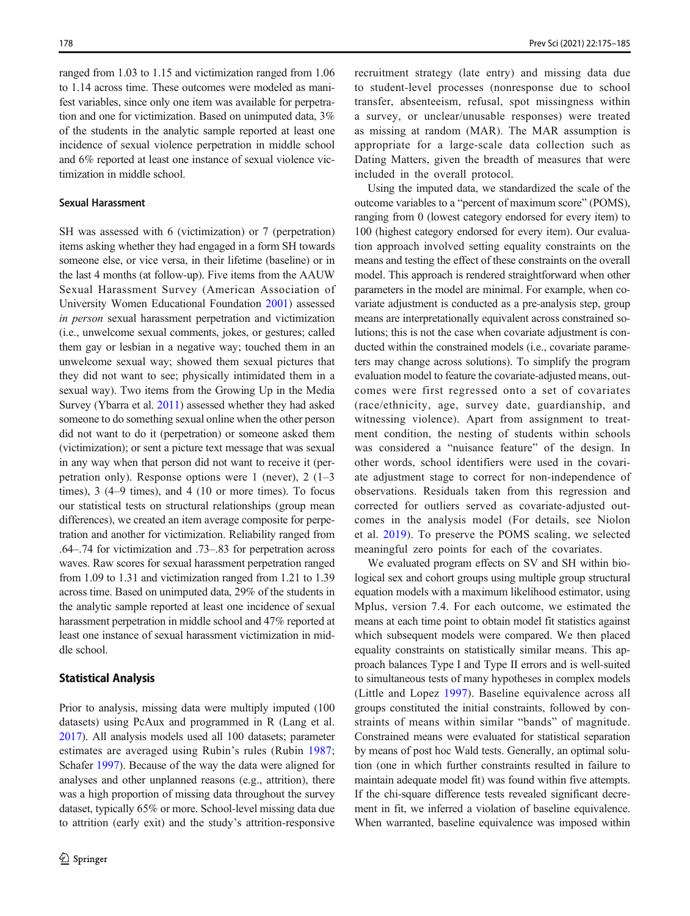ranged from 1.03 to 1.15 and victimization ranged from 1.06 to 1.14 across time. These outcomes were modeled as manifest variables, since only one item was available for perpetration and one for victimization. Based on unimputed data, 3% of the students in the analytic sample reported at least one incidence of sexual violence perpetration in middle school and 6% reported at least one instance of sexual violence victimization in middle school.

### Sexual Harassment

SH was assessed with 6 (victimization) or 7 (perpetration) items asking whether they had engaged in a form SH towards someone else, or vice versa, in their lifetime (baseline) or in the last 4 months (at follow-up). Five items from the AAUW Sexual Harassment Survey (American Association of University Women Educational Foundation 2001) assessed *in person* sexual harassment perpetration and victimization (i.e., unwelcome sexual comments, jokes, or gestures; called them gay or lesbian in a negative way; touched them in an unwelcome sexual way; showed them sexual pictures that they did not want to see; physically intimidated them in a sexual way). Two items from the Growing Up in the Media Survey (Ybarra et al. 2011) assessed whether they had asked someone to do something sexual online when the other person did not want to do it (perpetration) or someone asked them (victimization); or sent a picture text message that was sexual in any way when that person did not want to receive it (perpetration only). Response options were 1 (never), 2 (1–3 times), 3 (4–9 times), and 4 (10 or more times). To focus our statistical tests on structural relationships (group mean differences), we created an item average composite for perpetration and another for victimization. Reliability ranged from .64–.74 for victimization and .73–.83 for perpetration across waves. Raw scores for sexual harassment perpetration ranged from 1.09 to 1.31 and victimization ranged from 1.21 to 1.39 across time. Based on unimputed data, 29% of the students in the analytic sample reported at least one incidence of sexual harassment perpetration in middle school and 47% reported at least one instance of sexual harassment victimization in middle school.

## Statistical Analysis

Prior to analysis, missing data were multiply imputed (100 datasets) using PcAux and programmed in R (Lang et al. 2017). All analysis models used all 100 datasets; parameter estimates are averaged using Rubin's rules (Rubin 1987; Schafer 1997). Because of the way the data were aligned for analyses and other unplanned reasons (e.g., attrition), there was a high proportion of missing data throughout the survey dataset, typically 65% or more. School-level missing data due to attrition (early exit) and the study's attrition-responsive recruitment strategy (late entry) and missing data due to student-level processes (nonresponse due to school transfer, absenteeism, refusal, spot missingness within a survey, or unclear/unusable responses) were treated as missing at random (MAR). The MAR assumption is appropriate for a large-scale data collection such as Dating Matters, given the breadth of measures that were included in the overall protocol.

Using the imputed data, we standardized the scale of the outcome variables to a "percent of maximum score" (POMS), ranging from 0 (lowest category endorsed for every item) to 100 (highest category endorsed for every item). Our evaluation approach involved setting equality constraints on the means and testing the effect of these constraints on the overall model. This approach is rendered straightforward when other parameters in the model are minimal. For example, when covariate adjustment is conducted as a pre-analysis step, group means are interpretationally equivalent across constrained solutions; this is not the case when covariate adjustment is conducted within the constrained models (i.e., covariate parameters may change across solutions). To simplify the program evaluation model to feature the covariate-adjusted means, outcomes were first regressed onto a set of covariates (race/ethnicity, age, survey date, guardianship, and witnessing violence). Apart from assignment to treatment condition, the nesting of students within schools was considered a "nuisance feature" of the design. In other words, school identifiers were used in the covariate adjustment stage to correct for non-independence of observations. Residuals taken from this regression and corrected for outliers served as covariate-adjusted outcomes in the analysis model (For details, see Niolon et al. 2019). To preserve the POMS scaling, we selected meaningful zero points for each of the covariates.

We evaluated program effects on SV and SH within biological sex and cohort groups using multiple group structural equation models with a maximum likelihood estimator, using Mplus, version 7.4. For each outcome, we estimated the means at each time point to obtain model fit statistics against which subsequent models were compared. We then placed equality constraints on statistically similar means. This approach balances Type I and Type II errors and is well-suited to simultaneous tests of many hypotheses in complex models (Little and Lopez 1997). Baseline equivalence across all groups constituted the initial constraints, followed by constraints of means within similar "bands" of magnitude. Constrained means were evaluated for statistical separation by means of post hoc Wald tests. Generally, an optimal solution (one in which further constraints resulted in failure to maintain adequate model fit) was found within five attempts. If the chi-square difference tests revealed significant decrement in fit, we inferred a violation of baseline equivalence. When warranted, baseline equivalence was imposed within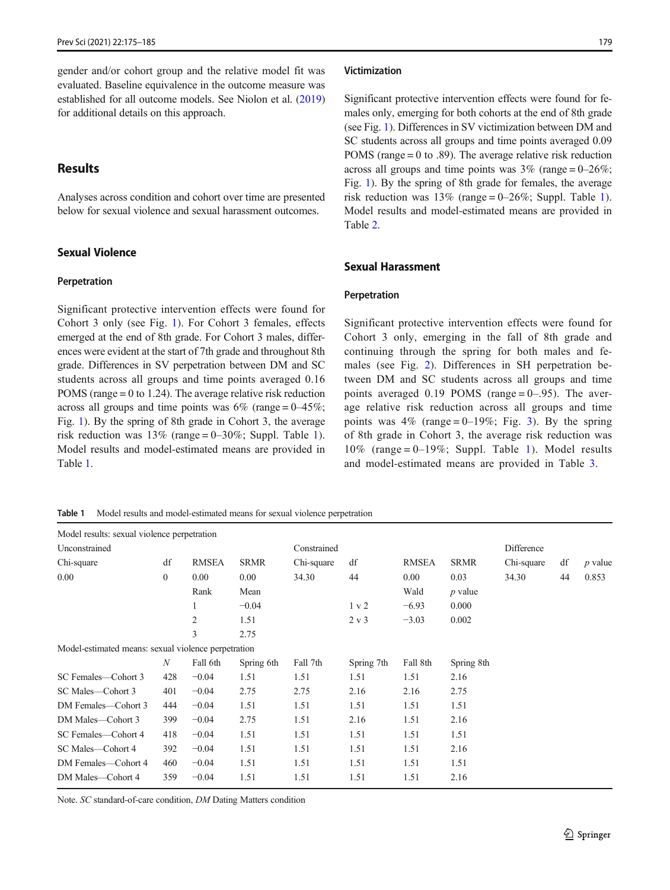gender and/or cohort group and the relative model fit was evaluated. Baseline equivalence in the outcome measure was established for all outcome models. See Niolon et al. (2019) for additional details on this approach.

## Results

Analyses across condition and cohort over time are presented below for sexual violence and sexual harassment outcomes.

### Sexual Violence

#### Perpetration

Significant protective intervention effects were found for Cohort 3 only (see Fig. 1). For Cohort 3 females, effects emerged at the end of 8th grade. For Cohort 3 males, differences were evident at the start of 7th grade and throughout 8th grade. Differences in SV perpetration between DM and SC students across all groups and time points averaged 0.16 POMS (range = 0 to 1.24). The average relative risk reduction across all groups and time points was 6% (range = 0–45%; Fig. 1). By the spring of 8th grade in Cohort 3, the average risk reduction was 13% (range = 0–30%; Suppl. Table 1). Model results and model-estimated means are provided in Table 1.

#### Victimization

Significant protective intervention effects were found for females only, emerging for both cohorts at the end of 8th grade (see Fig. 1). Differences in SV victimization between DM and SC students across all groups and time points averaged 0.09 POMS (range = 0 to .89). The average risk reduction across all groups and time points was 3% (range = 0–26%; Fig. 1). By the spring of 8th grade for females, the average risk reduction was 13% (range = 0–26%; Suppl. Table 1). Model results and model-estimated means are provided in Table 2.

### Sexual Harassment

#### Perpetration

Significant protective intervention effects were found for Cohort 3 only, emerging in the fall of 8th grade and continuing through the spring for both males and females (see Fig. 2). Differences in SH perpetration between DM and SC students across all groups and time points averaged 0.19 POMS (range = 0–.95). The average relative risk reduction across all groups and time points was 4% (range = 0–19%; Fig. 3). By the spring of 8th grade in Cohort 3, the average risk reduction was 10% (range = 0–19%; Suppl. Table 1). Model results and model-estimated means are provided in Table 3.

**Table 1** Model results and model-estimated means for sexual violence perpetration

| Model results: sexual violence perpetration | | | | | | | | | | |
|---|---|---|---|---|---|---|---|---|---|---|
| Unconstrained | | | | Constrained | | | | Difference | | |
| Chi-square | df | RMSEA | SRMR | Chi-square | df | RMSEA | SRMR | Chi-square | df | *p* value |
| 0.00 | 0 | 0.00 | 0.00 | 34.30 | 44 | 0.00 | 0.03 | 34.30 | 44 | 0.853 |
| | | Rank | Mean | | | Wald | *p* value | | | |
| | | 1 | −0.04 | | 1 v 2 | −6.93 | 0.000 | | | |
| | | 2 | 1.51 | | 2 v 3 | −3.03 | 0.002 | | | |
| | | 3 | 2.75 | | | | | | | |
| **Model-estimated means: sexual violence perpetration** | | | | | | | | | | |
| | *N* | Fall 6th | Spring 6th | Fall 7th | Spring 7th | Fall 8th | Spring 8th | | | |
| SC Females—Cohort 3 | 428 | −0.04 | 1.51 | 1.51 | 1.51 | 1.51 | 2.16 | | | |
| SC Males—Cohort 3 | 401 | −0.04 | 2.75 | 2.75 | 2.16 | 2.16 | 2.75 | | | |
| DM Females—Cohort 3 | 444 | −0.04 | 1.51 | 1.51 | 1.51 | 1.51 | 1.51 | | | |
| DM Males—Cohort 3 | 399 | −0.04 | 2.75 | 1.51 | 2.16 | 1.51 | 2.16 | | | |
| SC Females—Cohort 4 | 418 | −0.04 | 1.51 | 1.51 | 1.51 | 1.51 | 1.51 | | | |
| SC Males—Cohort 4 | 392 | −0.04 | 1.51 | 1.51 | 1.51 | 1.51 | 2.16 | | | |
| DM Females—Cohort 4 | 460 | −0.04 | 1.51 | 1.51 | 1.51 | 1.51 | 1.51 | | | |
| DM Males—Cohort 4 | 359 | −0.04 | 1.51 | 1.51 | 1.51 | 1.51 | 2.16 | | | |

Note. *SC* standard-of-care condition, *DM* Dating Matters condition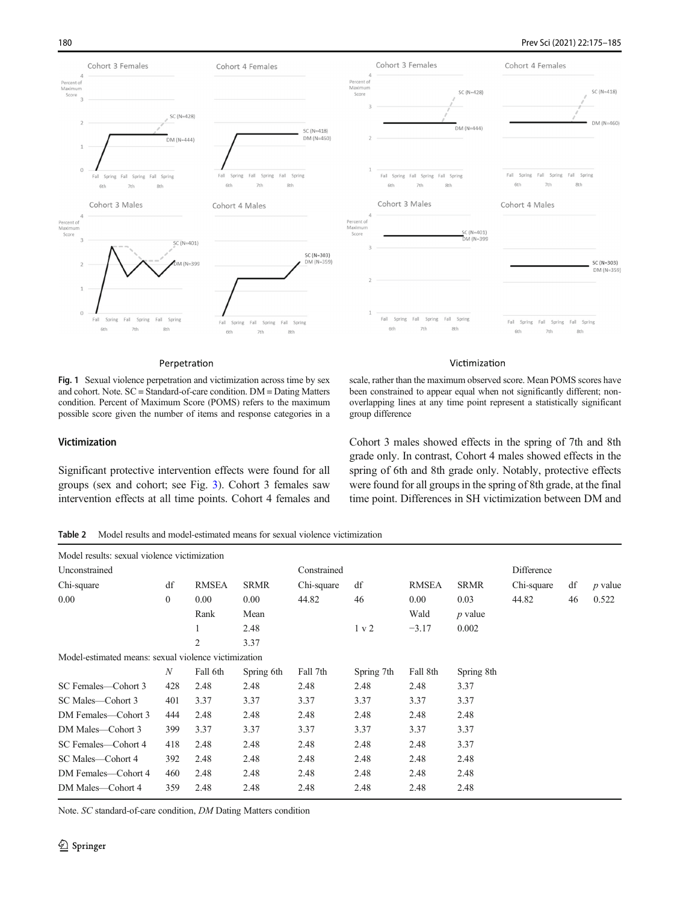Fig. 1 Sexual violence perpetration and victimization across time by sex and cohort. Note. SC = Standard-of-care condition. DM = Dating Matters condition. Percent of Maximum Score (POMS) refers to the maximum possible score given the number of items and response categories in a scale, rather than the maximum observed score. Mean POMS scores have been constrained to appear equal when not significantly different; non-overlapping lines at any time point represent a statistically significant group difference

### Victimization

Significant protective intervention effects were found for all groups (sex and cohort; see Fig. 3). Cohort 3 females saw intervention effects at all time points. Cohort 4 females and Cohort 3 males showed effects in the spring of 7th and 8th grade only. In contrast, Cohort 4 males showed effects in the spring of 6th and 8th grade only. Notably, protective effects were found for all groups in the spring of 8th grade, at the final time point. Differences in SH victimization between DM and

**Table 2** Model results and model-estimated means for sexual violence victimization

| Model results: sexual violence victimization | | | | | | | | | | |
|---|---|---|---|---|---|---|---|---|---|---|
| Unconstrained | | | | Constrained | | | | Difference | | |
| Chi-square | df | RMSEA | SRMR | Chi-square | df | RMSEA | SRMR | Chi-square | df | *p* value |
| 0.00 | 0 | 0.00 | 0.00 | 44.82 | 46 | 0.00 | 0.03 | 44.82 | 46 | 0.522 |
| | | Rank | Mean | | | Wald | *p* value | | | |
| | | 1 | 2.48 | | 1 v 2 | −3.17 | 0.002 | | | |
| | | 2 | 3.37 | | | | | | | |
| **Model-estimated means: sexual violence victimization** | | | | | | | | | | |
| | *N* | Fall 6th | Spring 6th | Fall 7th | Spring 7th | Fall 8th | Spring 8th | | | |
| SC Females—Cohort 3 | 428 | 2.48 | 2.48 | 2.48 | 2.48 | 2.48 | 3.37 | | | |
| SC Males—Cohort 3 | 401 | 3.37 | 3.37 | 3.37 | 3.37 | 3.37 | 3.37 | | | |
| DM Females—Cohort 3 | 444 | 2.48 | 2.48 | 2.48 | 2.48 | 2.48 | 2.48 | | | |
| DM Males—Cohort 3 | 399 | 3.37 | 3.37 | 3.37 | 3.37 | 3.37 | 3.37 | | | |
| SC Females—Cohort 4 | 418 | 2.48 | 2.48 | 2.48 | 2.48 | 2.48 | 3.37 | | | |
| SC Males—Cohort 4 | 392 | 2.48 | 2.48 | 2.48 | 2.48 | 2.48 | 2.48 | | | |
| DM Females—Cohort 4 | 460 | 2.48 | 2.48 | 2.48 | 2.48 | 2.48 | 2.48 | | | |
| DM Males—Cohort 4 | 359 | 2.48 | 2.48 | 2.48 | 2.48 | 2.48 | 2.48 | | | |

Note. *SC* standard-of-care condition, *DM* Dating Matters condition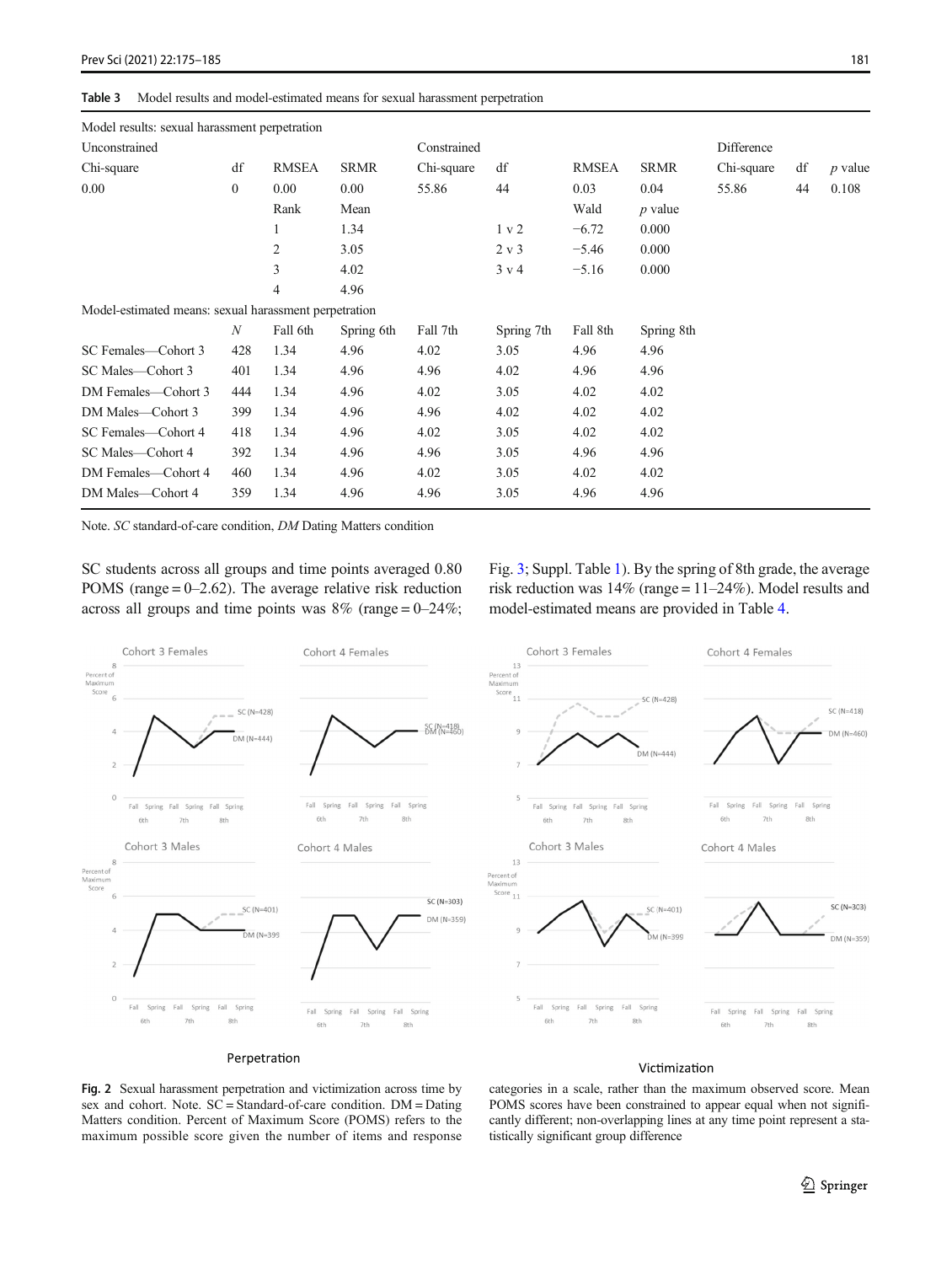**Table 3** Model results and model-estimated means for sexual harassment perpetration

| Model results: sexual harassment perpetration | | | | | | | | | | |
|---|---|---|---|---|---|---|---|---|---|---|
| Unconstrained | | | | Constrained | | | | Difference | | |
| Chi-square | df | RMSEA | SRMR | Chi-square | df | RMSEA | SRMR | Chi-square | df | *p* value |
| 0.00 | 0 | 0.00 | 0.00 | 55.86 | 44 | 0.03 | 0.04 | 55.86 | 44 | 0.108 |
| | | Rank | Mean | | | Wald | *p* value | | | |
| | | 1 | 1.34 | | 1 v 2 | −6.72 | 0.000 | | | |
| | | 2 | 3.05 | | 2 v 3 | −5.46 | 0.000 | | | |
| | | 3 | 4.02 | | 3 v 4 | −5.16 | 0.000 | | | |
| | | 4 | 4.96 | | | | | | | |

| Model-estimated means: sexual harassment perpetration | *N* | Fall 6th | Spring 6th | Fall 7th | Spring 7th | Fall 8th | Spring 8th |
|---|---|---|---|---|---|---|---|
| SC Females—Cohort 3 | 428 | 1.34 | 4.96 | 4.02 | 3.05 | 4.96 | 4.96 |
| SC Males—Cohort 3 | 401 | 1.34 | 4.96 | 4.96 | 4.02 | 4.96 | 4.96 |
| DM Females—Cohort 3 | 444 | 1.34 | 4.96 | 4.02 | 3.05 | 4.02 | 4.02 |
| DM Males—Cohort 3 | 399 | 1.34 | 4.96 | 4.96 | 4.02 | 4.02 | 4.02 |
| SC Females—Cohort 4 | 418 | 1.34 | 4.96 | 4.02 | 3.05 | 4.02 | 4.02 |
| SC Males—Cohort 4 | 392 | 1.34 | 4.96 | 4.96 | 3.05 | 4.96 | 4.96 |
| DM Females—Cohort 4 | 460 | 1.34 | 4.96 | 4.02 | 3.05 | 4.02 | 4.02 |
| DM Males—Cohort 4 | 359 | 1.34 | 4.96 | 4.96 | 3.05 | 4.96 | 4.96 |

Note. *SC* standard-of-care condition, *DM* Dating Matters condition

SC students across all groups and time points averaged 0.80 POMS (range = 0–2.62). The average relative risk reduction across all groups and time points was 8% (range = 0–24%; Fig. 3; Suppl. Table 1). By the spring of 8th grade, the average risk reduction was 14% (range = 11–24%). Model results and model-estimated means are provided in Table 4.

**Fig. 2** Sexual harassment perpetration and victimization across time by sex and cohort. Note. SC = Standard-of-care condition. DM = Dating Matters condition. Percent of Maximum Score (POMS) refers to the maximum possible score given the number of items and response categories in a scale, rather than the maximum observed score. Mean POMS scores have been constrained to appear equal when not significantly different; non-overlapping lines at any time point represent a statistically significant group difference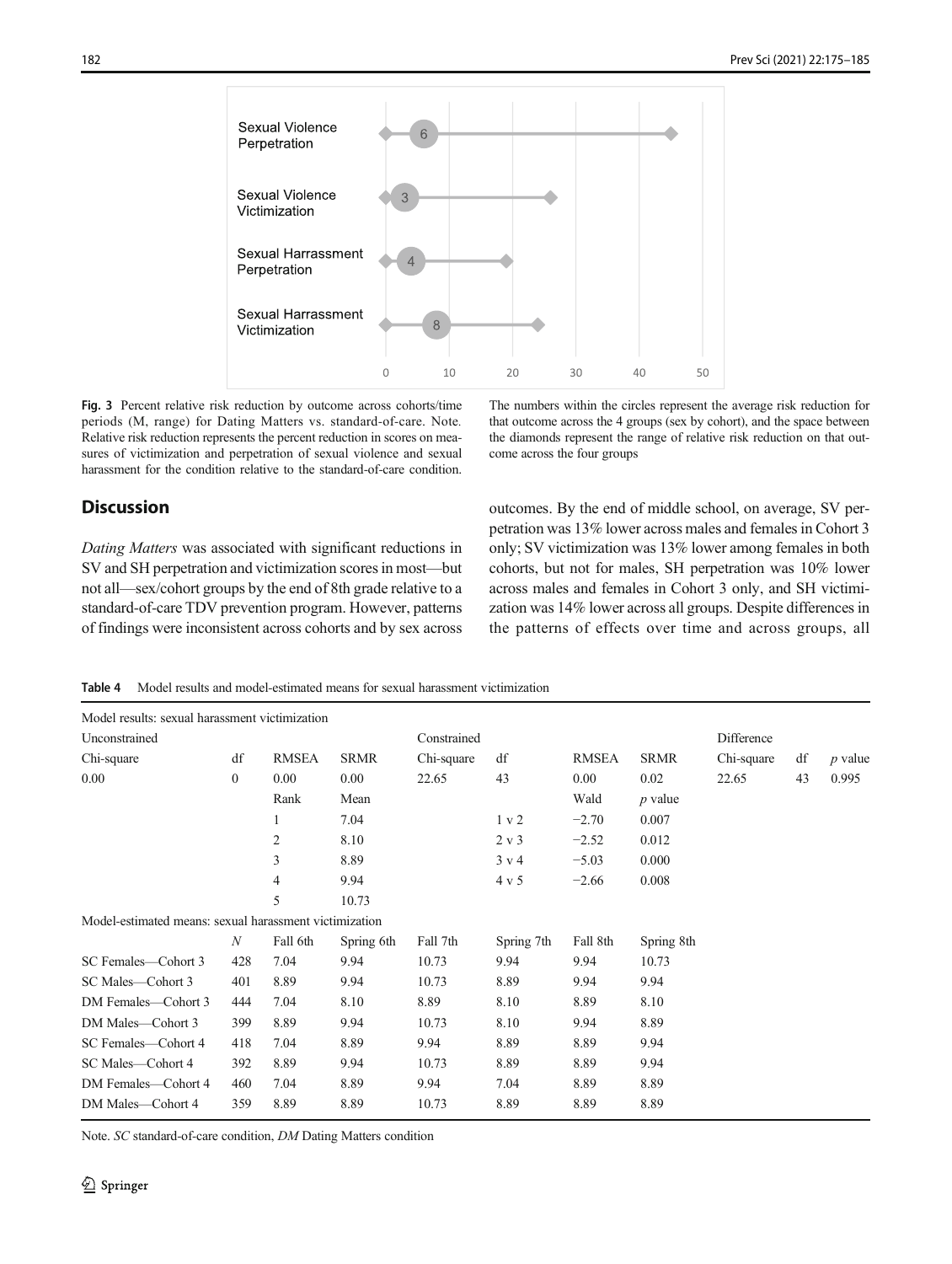Fig. 3 Percent relative risk reduction by outcome across cohorts/time periods (M, range) for Dating Matters vs. standard-of-care. Note. Relative risk reduction represents the percent reduction in scores on measures of victimization and perpetration of sexual violence and sexual harassment for the condition relative to the standard-of-care condition. The numbers within the circles represent the average risk reduction for that outcome across the 4 groups (sex by cohort), and the space between the diamonds represent the range of relative risk reduction on that outcome across the four groups

## Discussion

*Dating Matters* was associated with significant reductions in SV and SH perpetration and victimization scores in most—but not all—sex/cohort groups by the end of 8th grade relative to a standard-of-care TDV prevention program. However, patterns of findings were inconsistent across cohorts and by sex across outcomes. By the end of middle school, on average, SV perpetration was 13% lower across males and females in Cohort 3 only; SV victimization was 13% lower among females in both cohorts, but not for males, SH perpetration was 10% lower across males and females in Cohort 3 only, and SH victimization was 14% lower across all groups. Despite differences in the patterns of effects over time and across groups, all

**Table 4** Model results and model-estimated means for sexual harassment victimization

| Model results: sexual harassment victimization | | | | | | | | | | |
|---|---|---|---|---|---|---|---|---|---|---|
| Unconstrained | | | | Constrained | | | | Difference | | |
| Chi-square | df | RMSEA | SRMR | Chi-square | df | RMSEA | SRMR | Chi-square | df | *p* value |
| 0.00 | 0 | 0.00 | 0.00 | 22.65 | 43 | 0.00 | 0.02 | 22.65 | 43 | 0.995 |
| | | Rank | Mean | | | Wald | *p* value | | | |
| | | 1 | 7.04 | | 1 v 2 | −2.70 | 0.007 | | | |
| | | 2 | 8.10 | | 2 v 3 | −2.52 | 0.012 | | | |
| | | 3 | 8.89 | | 3 v 4 | −5.03 | 0.000 | | | |
| | | 4 | 9.94 | | 4 v 5 | −2.66 | 0.008 | | | |
| | | 5 | 10.73 | | | | | | | |
| Model-estimated means: sexual harassment victimization | | | | | | | | | | |
| | *N* | Fall 6th | Spring 6th | Fall 7th | Spring 7th | Fall 8th | Spring 8th | | | |
| SC Females—Cohort 3 | 428 | 7.04 | 9.94 | 10.73 | 9.94 | 9.94 | 10.73 | | | |
| SC Males—Cohort 3 | 401 | 8.89 | 9.94 | 10.73 | 8.89 | 9.94 | 9.94 | | | |
| DM Females—Cohort 3 | 444 | 7.04 | 8.10 | 8.89 | 8.10 | 8.89 | 8.10 | | | |
| DM Males—Cohort 3 | 399 | 8.89 | 9.94 | 10.73 | 8.10 | 9.94 | 8.89 | | | |
| SC Females—Cohort 4 | 418 | 7.04 | 8.89 | 9.94 | 8.89 | 8.89 | 9.94 | | | |
| SC Males—Cohort 4 | 392 | 8.89 | 9.94 | 10.73 | 8.89 | 8.89 | 9.94 | | | |
| DM Females—Cohort 4 | 460 | 7.04 | 8.89 | 9.94 | 7.04 | 8.89 | 8.89 | | | |
| DM Males—Cohort 4 | 359 | 8.89 | 8.89 | 10.73 | 8.89 | 8.89 | 8.89 | | | |

Note. *SC* standard-of-care condition, *DM* Dating Matters condition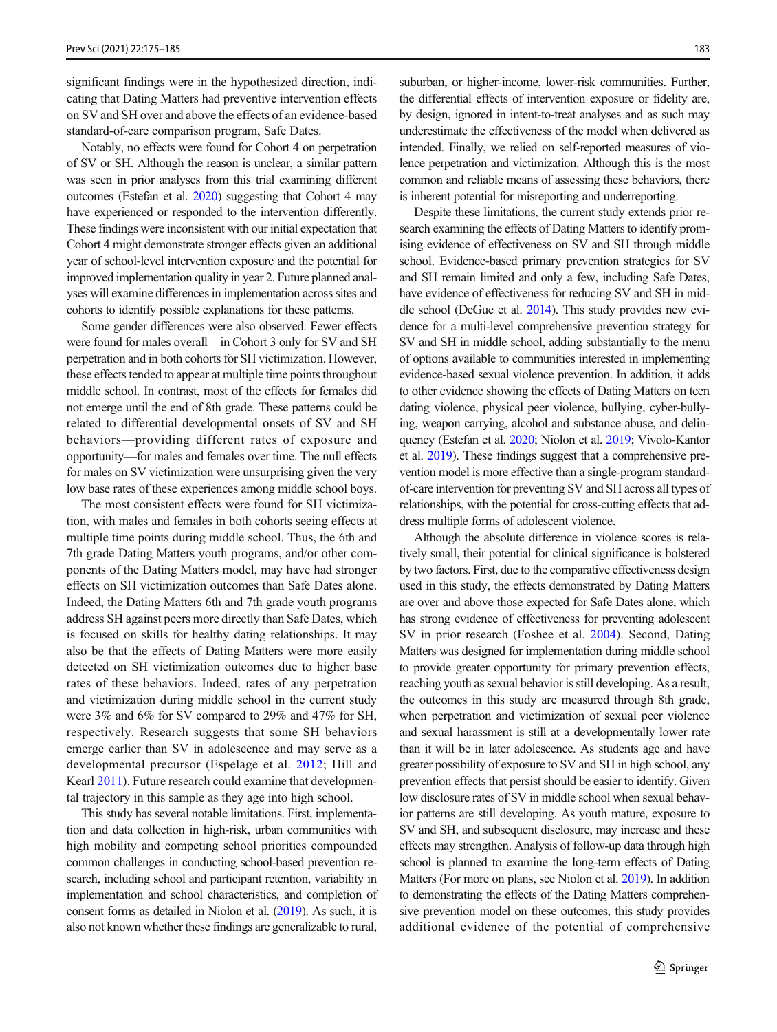significant findings were in the hypothesized direction, indicating that Dating Matters had preventive intervention effects on SV and SH over and above the effects of an evidence-based standard-of-care comparison program, Safe Dates.

Notably, no effects were found for Cohort 4 on perpetration of SV or SH. Although the reason is unclear, a similar pattern was seen in prior analyses from this trial examining different outcomes (Estefan et al. 2020) suggesting that Cohort 4 may have experienced or responded to the intervention differently. These findings were inconsistent with our initial expectation that Cohort 4 might demonstrate stronger effects given an additional year of school-level intervention exposure and the potential for improved implementation quality in year 2. Future planned analyses will examine differences in implementation across sites and cohorts to identify possible explanations for these patterns.

Some gender differences were also observed. Fewer effects were found for males overall—in Cohort 3 only for SV and SH perpetration and in both cohorts for SH victimization. However, these effects tended to appear at multiple time points throughout middle school. In contrast, most of the effects for females did not emerge until the end of 8th grade. These patterns could be related to differential developmental onsets of SV and SH behaviors—providing different rates of exposure and opportunity—for males and females over time. The null effects for males on SV victimization were unsurprising given the very low base rates of these experiences among middle school boys.

The most consistent effects were found for SH victimization, with males and females in both cohorts seeing effects at multiple time points during middle school. Thus, the 6th and 7th grade Dating Matters youth programs, and/or other components of the Dating Matters model, may have had stronger effects on SH victimization outcomes than Safe Dates alone. Indeed, the Dating Matters 6th and 7th grade youth programs address SH against peers more directly than Safe Dates, which is focused on skills for healthy dating relationships. It may also be that the effects of Dating Matters were more easily detected on SH victimization outcomes due to higher base rates of these behaviors. Indeed, rates of any perpetration and victimization during middle school in the current study were 3% and 6% for SV compared to 29% and 47% for SH, respectively. Research suggests that some SH behaviors emerge earlier than SV in adolescence and may serve as a developmental precursor (Espelage et al. 2012; Hill and Kearl 2011). Future research could examine that developmental trajectory in this sample as they age into high school.

This study has several notable limitations. First, implementation and data collection in high-risk, urban communities with high mobility and competing school priorities compounded common challenges in conducting school-based prevention research, including school and participant retention, variability in implementation and school characteristics, and completion of consent forms as detailed in Niolon et al. (2019). As such, it is also not known whether these findings are generalizable to rural, suburban, or higher-income, lower-risk communities. Further, the differential effects of intervention exposure or fidelity are, by design, ignored in intent-to-treat analyses and as such may underestimate the effectiveness of the model when delivered as intended. Finally, we relied on self-reported measures of violence perpetration and victimization. Although this is the most common and reliable means of assessing these behaviors, there is inherent potential for misreporting and underreporting.

Despite these limitations, the current study extends prior research examining the effects of Dating Matters to identify promising evidence of effectiveness on SV and SH through middle school. Evidence-based primary prevention strategies for SV and SH remain limited and only a few, including Safe Dates, have evidence of effectiveness for reducing SV and SH in middle school (DeGue et al. 2014). This study provides new evidence for a multi-level comprehensive prevention strategy for SV and SH in middle school, adding substantially to the menu of options available to communities interested in implementing evidence-based sexual violence prevention. In addition, it adds to other evidence showing the effects of Dating Matters on teen dating violence, physical peer violence, bullying, cyber-bullying, weapon carrying, alcohol and substance abuse, and delinquency (Estefan et al. 2020; Niolon et al. 2019; Vivolo-Kantor et al. 2019). These findings suggest that a comprehensive prevention model is more effective than a single-program standard-of-care intervention for preventing SV and SH across all types of relationships, with the potential for cross-cutting effects that address multiple forms of adolescent violence.

Although the absolute difference in violence scores is relatively small, their potential for clinical significance is bolstered by two factors. First, due to the comparative effectiveness design used in this study, the effects demonstrated by Dating Matters are over and above those expected for Safe Dates alone, which has strong evidence of effectiveness for preventing adolescent SV in prior research (Foshee et al. 2004). Second, Dating Matters was designed for implementation during middle school to provide greater opportunity for primary prevention effects, reaching youth as sexual behavior is still developing. As a result, the outcomes in this study are measured through 8th grade, when perpetration and victimization of sexual peer violence and sexual harassment is still at a developmentally lower rate than it will be in later adolescence. As students age and have greater possibility of exposure to SV and SH in high school, any prevention effects that persist should be easier to identify. Given low disclosure rates of SV in middle school when sexual behavior patterns are still developing. As youth mature, exposure to SV and SH, and subsequent disclosure, may increase and these effects may strengthen. Analysis of follow-up data through high school is planned to examine the long-term effects of Dating Matters (For more on plans, see Niolon et al. 2019). In addition to demonstrating the effects of the Dating Matters comprehensive prevention model on these outcomes, this study provides additional evidence of the potential of comprehensive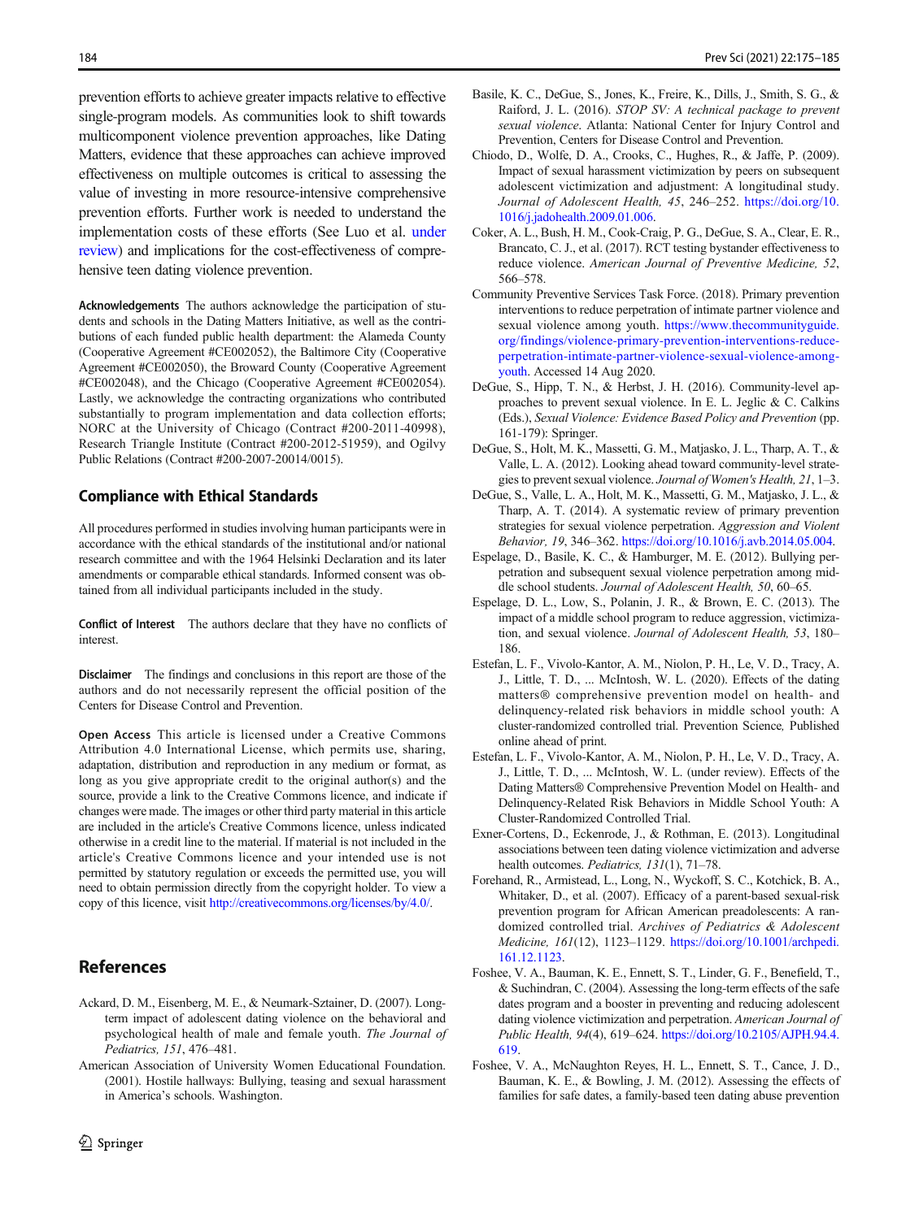prevention efforts to achieve greater impacts relative to effective single-program models. As communities look to shift towards multicomponent violence prevention approaches, like Dating Matters, evidence that these approaches can achieve improved effectiveness on multiple outcomes is critical to assessing the value of investing in more resource-intensive comprehensive prevention efforts. Further work is needed to understand the implementation costs of these efforts (See Luo et al. under review) and implications for the cost-effectiveness of comprehensive teen dating violence prevention.

**Acknowledgements** The authors acknowledge the participation of students and schools in the Dating Matters Initiative, as well as the contributions of each funded public health department: the Alameda County (Cooperative Agreement #CE002052), the Baltimore City (Cooperative Agreement #CE002050), the Broward County (Cooperative Agreement #CE002048), and the Chicago (Cooperative Agreement #CE002054). Lastly, we acknowledge the contracting organizations who contributed substantially to program implementation and data collection efforts; NORC at the University of Chicago (Contract #200-2011-40998), Research Triangle Institute (Contract #200-2012-51959), and Ogilvy Public Relations (Contract #200-2007-20014/0015).

## Compliance with Ethical Standards

All procedures performed in studies involving human participants were in accordance with the ethical standards of the institutional and/or national research committee and with the 1964 Helsinki Declaration and its later amendments or comparable ethical standards. Informed consent was obtained from all individual participants included in the study.

**Conflict of Interest** The authors declare that they have no conflicts of interest.

**Disclaimer** The findings and conclusions in this report are those of the authors and do not necessarily represent the official position of the Centers for Disease Control and Prevention.

**Open Access** This article is licensed under a Creative Commons Attribution 4.0 International License, which permits use, sharing, adaptation, distribution and reproduction in any medium or format, as long as you give appropriate credit to the original author(s) and the source, provide a link to the Creative Commons licence, and indicate if changes were made. The images or other third party material in this article are included in the article's Creative Commons licence, unless indicated otherwise in a credit line to the material. If material is not included in the article's Creative Commons licence and your intended use is not permitted by statutory regulation or exceeds the permitted use, you will need to obtain permission directly from the copyright holder. To view a copy of this licence, visit http://creativecommons.org/licenses/by/4.0/.

## References

Ackard, D. M., Eisenberg, M. E., & Neumark-Sztainer, D. (2007). Long-term impact of adolescent dating violence on the behavioral and psychological health of male and female youth. *The Journal of Pediatrics, 151*, 476–481.

American Association of University Women Educational Foundation. (2001). Hostile hallways: Bullying, teasing and sexual harassment in America's schools. Washington.

Basile, K. C., DeGue, S., Jones, K., Freire, K., Dills, J., Smith, S. G., & Raiford, J. L. (2016). *STOP SV: A technical package to prevent sexual violence*. Atlanta: National Center for Injury Control and Prevention, Centers for Disease Control and Prevention.

Chiodo, D., Wolfe, D. A., Crooks, C., Hughes, R., & Jaffe, P. (2009). Impact of sexual harassment victimization by peers on subsequent adolescent victimization and adjustment: A longitudinal study. *Journal of Adolescent Health, 45*, 246–252. https://doi.org/10.1016/j.jadohealth.2009.01.006.

Coker, A. L., Bush, H. M., Cook-Craig, P. G., DeGue, S. A., Clear, E. R., Brancato, C. J., et al. (2017). RCT testing bystander effectiveness to reduce violence. *American Journal of Preventive Medicine, 52*, 566–578.

Community Preventive Services Task Force. (2018). Primary prevention interventions to reduce perpetration of intimate partner violence and sexual violence among youth. https://www.thecommunityguide.org/findings/violence-primary-prevention-interventions-reduce-perpetration-intimate-partner-violence-sexual-violence-among-youth. Accessed 14 Aug 2020.

DeGue, S., Hipp, T. N., & Herbst, J. H. (2016). Community-level approaches to prevent sexual violence. In E. L. Jeglic & C. Calkins (Eds.), *Sexual Violence: Evidence Based Policy and Prevention* (pp. 161-179): Springer.

DeGue, S., Holt, M. K., Massetti, G. M., Matjasko, J. L., Tharp, A. T., & Valle, L. A. (2012). Looking ahead toward community-level strategies to prevent sexual violence. *Journal of Women's Health, 21*, 1–3.

DeGue, S., Valle, L. A., Holt, M. K., Massetti, G. M., Matjasko, J. L., & Tharp, A. T. (2014). A systematic review of primary prevention strategies for sexual violence perpetration. *Aggression and Violent Behavior, 19*, 346–362. https://doi.org/10.1016/j.avb.2014.05.004.

Espelage, D., Basile, K. C., & Hamburger, M. E. (2012). Bullying perpetration and subsequent sexual violence perpetration among middle school students. *Journal of Adolescent Health, 50*, 60–65.

Espelage, D. L., Low, S., Polanin, J. R., & Brown, E. C. (2013). The impact of a middle school program to reduce aggression, victimization, and sexual violence. *Journal of Adolescent Health, 53*, 180–186.

Estefan, L. F., Vivolo-Kantor, A. M., Niolon, P. H., Le, V. D., Tracy, A. J., Little, T. D., ... McIntosh, W. L. (2020). Effects of the dating matters® comprehensive prevention model on health- and delinquency-related risk behaviors in middle school youth: A cluster-randomized controlled trial. Prevention Science*,* Published online ahead of print.

Estefan, L. F., Vivolo-Kantor, A. M., Niolon, P. H., Le, V. D., Tracy, A. J., Little, T. D., ... McIntosh, W. L. (under review). Effects of the Dating Matters® Comprehensive Prevention Model on Health- and Delinquency-Related Risk Behaviors in Middle School Youth: A Cluster-Randomized Controlled Trial.

Exner-Cortens, D., Eckenrode, J., & Rothman, E. (2013). Longitudinal associations between teen dating violence victimization and adverse health outcomes. *Pediatrics, 131*(1), 71–78.

Forehand, R., Armistead, L., Long, N., Wyckoff, S. C., Kotchick, B. A., Whitaker, D., et al. (2007). Efficacy of a parent-based sexual-risk prevention program for African American preadolescents: A randomized controlled trial. *Archives of Pediatrics & Adolescent Medicine, 161*(12), 1123–1129. https://doi.org/10.1001/archpedi.161.12.1123.

Foshee, V. A., Bauman, K. E., Ennett, S. T., Linder, G. F., Benefield, T., & Suchindran, C. (2004). Assessing the long-term effects of the safe dates program and a booster in preventing and reducing adolescent dating violence victimization and perpetration. *American Journal of Public Health, 94*(4), 619–624. https://doi.org/10.2105/AJPH.94.4.619.

Foshee, V. A., McNaughton Reyes, H. L., Ennett, S. T., Cance, J. D., Bauman, K. E., & Bowling, J. M. (2012). Assessing the effects of families for safe dates, a family-based teen dating abuse prevention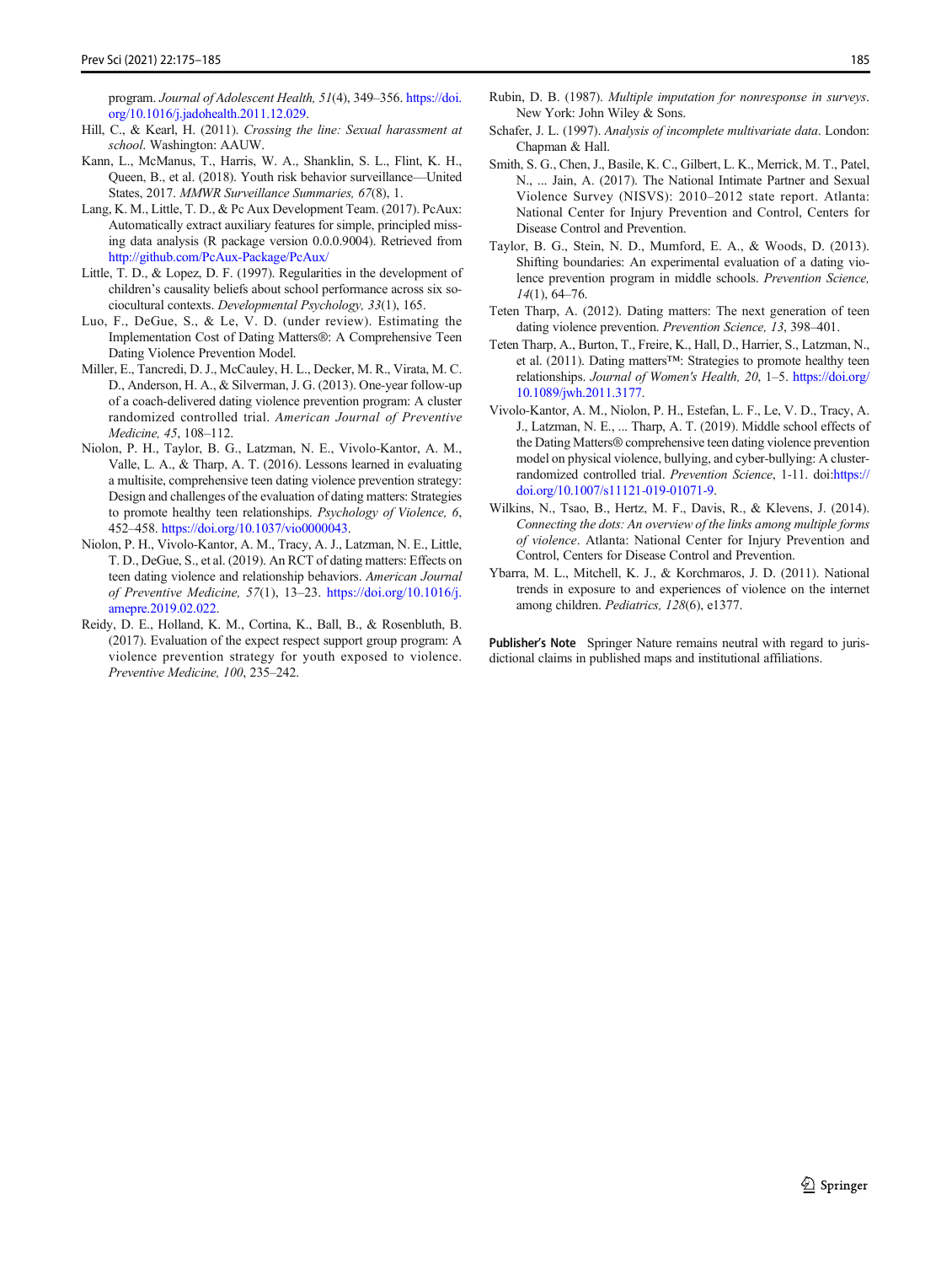program. *Journal of Adolescent Health, 51*(4), 349–356. https://doi.org/10.1016/j.jadohealth.2011.12.029.

Hill, C., & Kearl, H. (2011). *Crossing the line: Sexual harassment at school*. Washington: AAUW.

Kann, L., McManus, T., Harris, W. A., Shanklin, S. L., Flint, K. H., Queen, B., et al. (2018). Youth risk behavior surveillance—United States, 2017. *MMWR Surveillance Summaries, 67*(8), 1.

Lang, K. M., Little, T. D., & Pc Aux Development Team. (2017). PcAux: Automatically extract auxiliary features for simple, principled missing data analysis (R package version 0.0.0.9004). Retrieved from http://github.com/PcAux-Package/PcAux/

Little, T. D., & Lopez, D. F. (1997). Regularities in the development of children's causality beliefs about school performance across six sociocultural contexts. *Developmental Psychology, 33*(1), 165.

Luo, F., DeGue, S., & Le, V. D. (under review). Estimating the Implementation Cost of Dating Matters®: A Comprehensive Teen Dating Violence Prevention Model.

Miller, E., Tancredi, D. J., McCauley, H. L., Decker, M. R., Virata, M. C. D., Anderson, H. A., & Silverman, J. G. (2013). One-year follow-up of a coach-delivered dating violence prevention program: A cluster randomized controlled trial. *American Journal of Preventive Medicine, 45*, 108–112.

Niolon, P. H., Taylor, B. G., Latzman, N. E., Vivolo-Kantor, A. M., Valle, L. A., & Tharp, A. T. (2016). Lessons learned in evaluating a multisite, comprehensive teen dating violence prevention strategy: Design and challenges of the evaluation of dating matters: Strategies to promote healthy teen relationships. *Psychology of Violence, 6*, 452–458. https://doi.org/10.1037/vio0000043.

Niolon, P. H., Vivolo-Kantor, A. M., Tracy, A. J., Latzman, N. E., Little, T. D., DeGue, S., et al. (2019). An RCT of dating matters: Effects on teen dating violence and relationship behaviors. *American Journal of Preventive Medicine, 57*(1), 13–23. https://doi.org/10.1016/j.amepre.2019.02.022.

Reidy, D. E., Holland, K. M., Cortina, K., Ball, B., & Rosenbluth, B. (2017). Evaluation of the expect respect support group program: A violence prevention strategy for youth exposed to violence. *Preventive Medicine, 100*, 235–242.

Rubin, D. B. (1987). *Multiple imputation for nonresponse in surveys*. New York: John Wiley & Sons.

Schafer, J. L. (1997). *Analysis of incomplete multivariate data*. London: Chapman & Hall.

Smith, S. G., Chen, J., Basile, K. C., Gilbert, L. K., Merrick, M. T., Patel, N., ... Jain, A. (2017). The National Intimate Partner and Sexual Violence Survey (NISVS): 2010–2012 state report. Atlanta: National Center for Injury Prevention and Control, Centers for Disease Control and Prevention.

Taylor, B. G., Stein, N. D., Mumford, E. A., & Woods, D. (2013). Shifting boundaries: An experimental evaluation of a dating violence prevention program in middle schools. *Prevention Science, 14*(1), 64–76.

Teten Tharp, A. (2012). Dating matters: The next generation of teen dating violence prevention. *Prevention Science, 13*, 398–401.

Teten Tharp, A., Burton, T., Freire, K., Hall, D., Harrier, S., Latzman, N., et al. (2011). Dating matters™: Strategies to promote healthy teen relationships. *Journal of Women's Health, 20*, 1–5. https://doi.org/10.1089/jwh.2011.3177.

Vivolo-Kantor, A. M., Niolon, P. H., Estefan, L. F., Le, V. D., Tracy, A. J., Latzman, N. E., ... Tharp, A. T. (2019). Middle school effects of the Dating Matters® comprehensive teen dating violence prevention model on physical violence, bullying, and cyber-bullying: A cluster-randomized controlled trial. *Prevention Science*, 1-11. doi:https://doi.org/10.1007/s11121-019-01071-9.

Wilkins, N., Tsao, B., Hertz, M. F., Davis, R., & Klevens, J. (2014). *Connecting the dots: An overview of the links among multiple forms of violence*. Atlanta: National Center for Injury Prevention and Control, Centers for Disease Control and Prevention.

Ybarra, M. L., Mitchell, K. J., & Korchmaros, J. D. (2011). National trends in exposure to and experiences of violence on the internet among children. *Pediatrics, 128*(6), e1377.

**Publisher's Note** Springer Nature remains neutral with regard to jurisdictional claims in published maps and institutional affiliations.